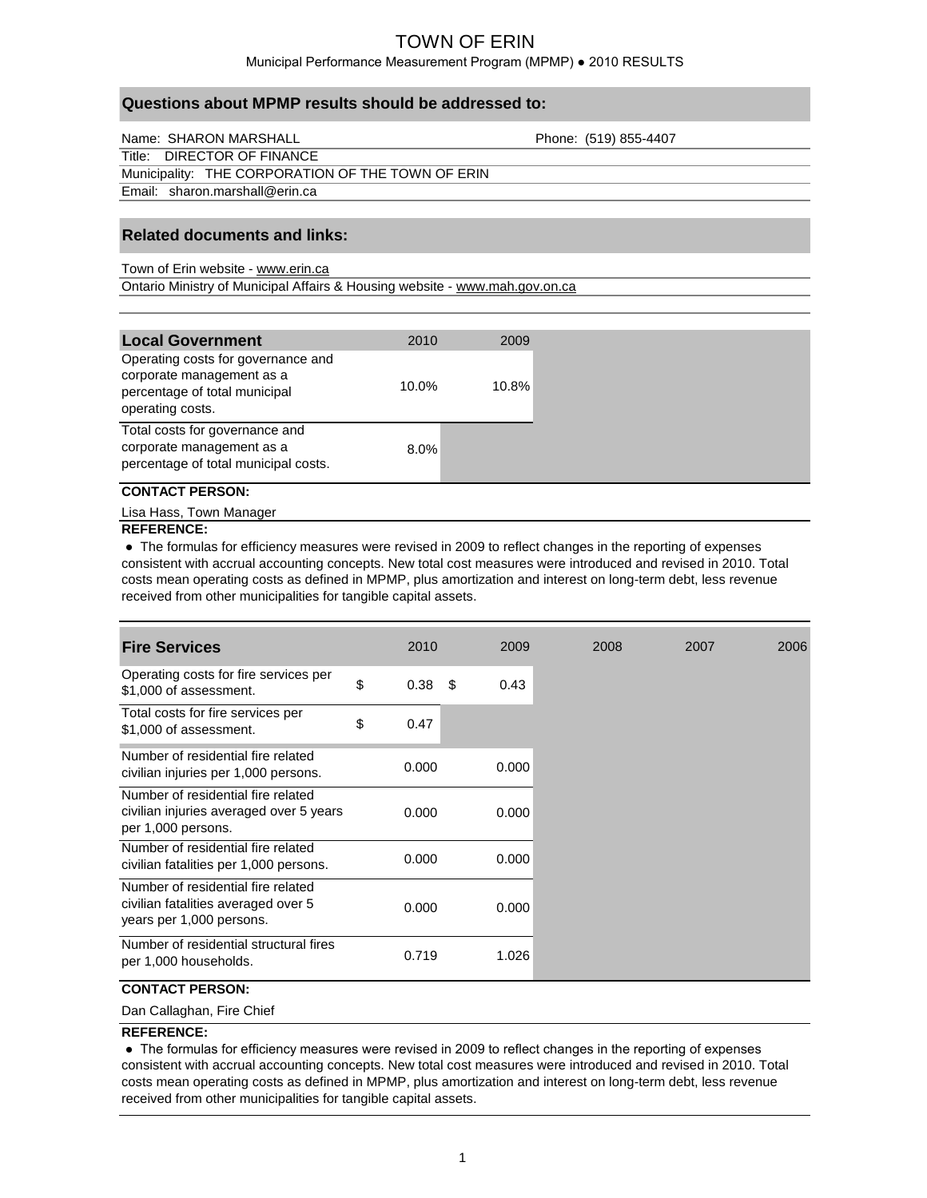# TOWN OF ERIN

Municipal Performance Measurement Program (MPMP) ● 2010 RESULTS

## Questions about MPMP results should be addressed to:

Name: SHARON MARSHALL — Phone: (519) 855-4407

Title: DIRECTOR OF FINANCE

Municipality: THE CORPORATION OF THE TOWN OF ERIN

Email: sharon.marshall@erin.ca

## Related documents and links:

Town of Erin website - www.erin.ca

Ontario Ministry of Municipal Affairs & Housing website - www.mah.gov.on.ca

| Local Government | 2010 | 2009 |
|---|---|---|
| Operating costs for governance and corporate management as a percentage of total municipal operating costs. | 10.0% | 10.8% |
| Total costs for governance and corporate management as a percentage of total municipal costs. | 8.0% | |

**CONTACT PERSON:**

Lisa Hass, Town Manager

**REFERENCE:**

● The formulas for efficiency measures were revised in 2009 to reflect changes in the reporting of expenses consistent with accrual accounting concepts. New total cost measures were introduced and revised in 2010. Total costs mean operating costs as defined in MPMP, plus amortization and interest on long-term debt, less revenue received from other municipalities for tangible capital assets.

| Fire Services | 2010 | 2009 | 2008 | 2007 | 2006 |
|---|---|---|---|---|---|
| Operating costs for fire services per $1,000 of assessment. | $ 0.38 | $ 0.43 | | | |
| Total costs for fire services per $1,000 of assessment. | $ 0.47 | | | | |
| Number of residential fire related civilian injuries per 1,000 persons. | 0.000 | 0.000 | | | |
| Number of residential fire related civilian injuries averaged over 5 years per 1,000 persons. | 0.000 | 0.000 | | | |
| Number of residential fire related civilian fatalities per 1,000 persons. | 0.000 | 0.000 | | | |
| Number of residential fire related civilian fatalities averaged over 5 years per 1,000 persons. | 0.000 | 0.000 | | | |
| Number of residential structural fires per 1,000 households. | 0.719 | 1.026 | | | |

**CONTACT PERSON:**

Dan Callaghan, Fire Chief

**REFERENCE:**

● The formulas for efficiency measures were revised in 2009 to reflect changes in the reporting of expenses consistent with accrual accounting concepts. New total cost measures were introduced and revised in 2010. Total costs mean operating costs as defined in MPMP, plus amortization and interest on long-term debt, less revenue received from other municipalities for tangible capital assets.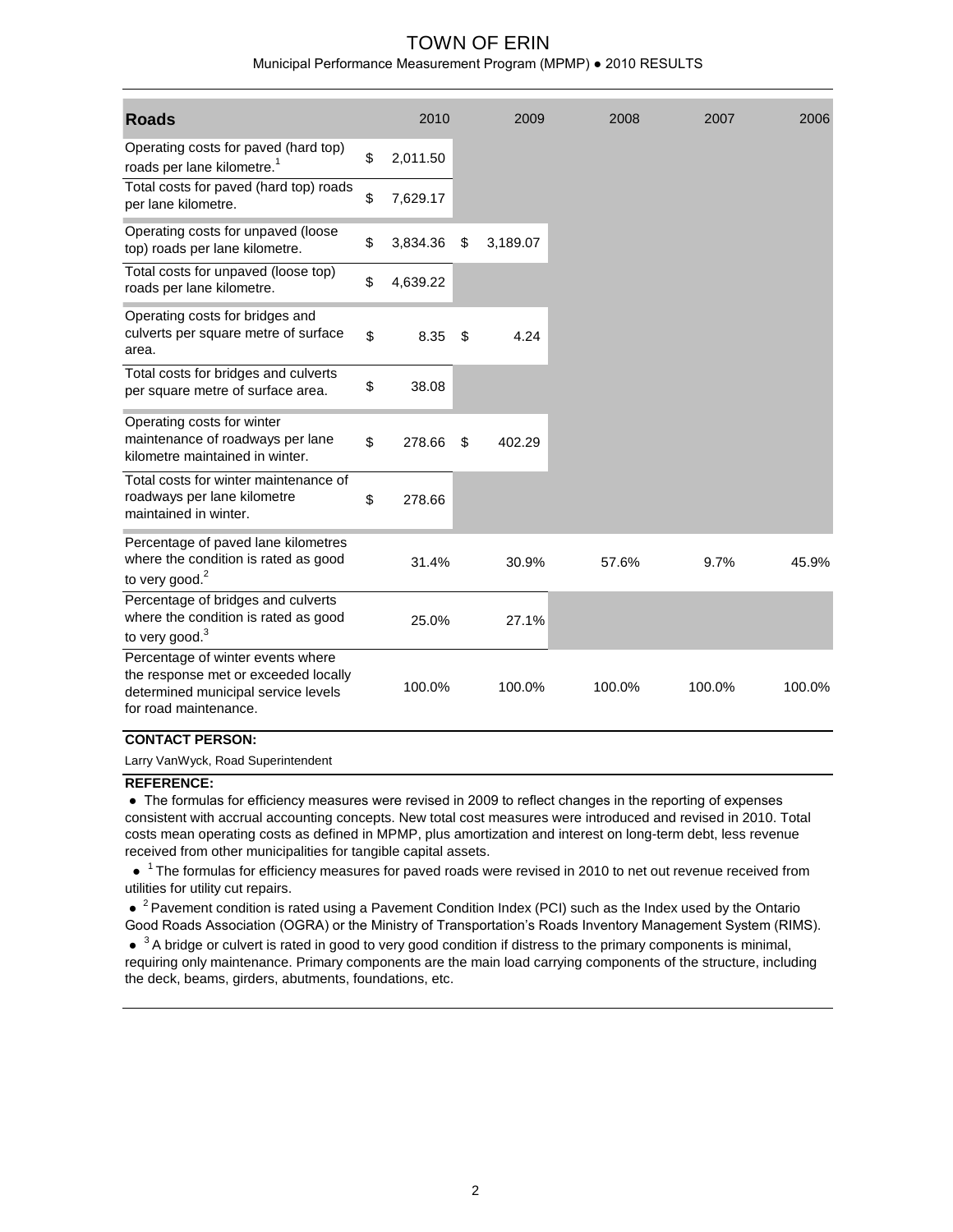# TOWN OF ERIN

Municipal Performance Measurement Program (MPMP) ● 2010 RESULTS

| Roads | 2010 | 2009 | 2008 | 2007 | 2006 |
|---|---|---|---|---|---|
| Operating costs for paved (hard top) roads per lane kilometre.[1] | $ 2,011.50 | | | | |
| Total costs for paved (hard top) roads per lane kilometre. | $ 7,629.17 | | | | |
| Operating costs for unpaved (loose top) roads per lane kilometre. | $ 3,834.36 | $ 3,189.07 | | | |
| Total costs for unpaved (loose top) roads per lane kilometre. | $ 4,639.22 | | | | |
| Operating costs for bridges and culverts per square metre of surface area. | $ 8.35 | $ 4.24 | | | |
| Total costs for bridges and culverts per square metre of surface area. | $ 38.08 | | | | |
| Operating costs for winter maintenance of roadways per lane kilometre maintained in winter. | $ 278.66 | $ 402.29 | | | |
| Total costs for winter maintenance of roadways per lane kilometre maintained in winter. | $ 278.66 | | | | |
| Percentage of paved lane kilometres where the condition is rated as good to very good.[2] | 31.4% | 30.9% | 57.6% | 9.7% | 45.9% |
| Percentage of bridges and culverts where the condition is rated as good to very good.[3] | 25.0% | 27.1% | | | |
| Percentage of winter events where the response met or exceeded locally determined municipal service levels for road maintenance. | 100.0% | 100.0% | 100.0% | 100.0% | 100.0% |

**CONTACT PERSON:**

Larry VanWyck, Road Superintendent

**REFERENCE:**

- The formulas for efficiency measures were revised in 2009 to reflect changes in the reporting of expenses consistent with accrual accounting concepts. New total cost measures were introduced and revised in 2010. Total costs mean operating costs as defined in MPMP, plus amortization and interest on long-term debt, less revenue received from other municipalities for tangible capital assets.
- [1] The formulas for efficiency measures for paved roads were revised in 2010 to net out revenue received from utilities for utility cut repairs.
- [2] Pavement condition is rated using a Pavement Condition Index (PCI) such as the Index used by the Ontario Good Roads Association (OGRA) or the Ministry of Transportation's Roads Inventory Management System (RIMS).
- [3] A bridge or culvert is rated in good to very good condition if distress to the primary components is minimal, requiring only maintenance. Primary components are the main load carrying components of the structure, including the deck, beams, girders, abutments, foundations, etc.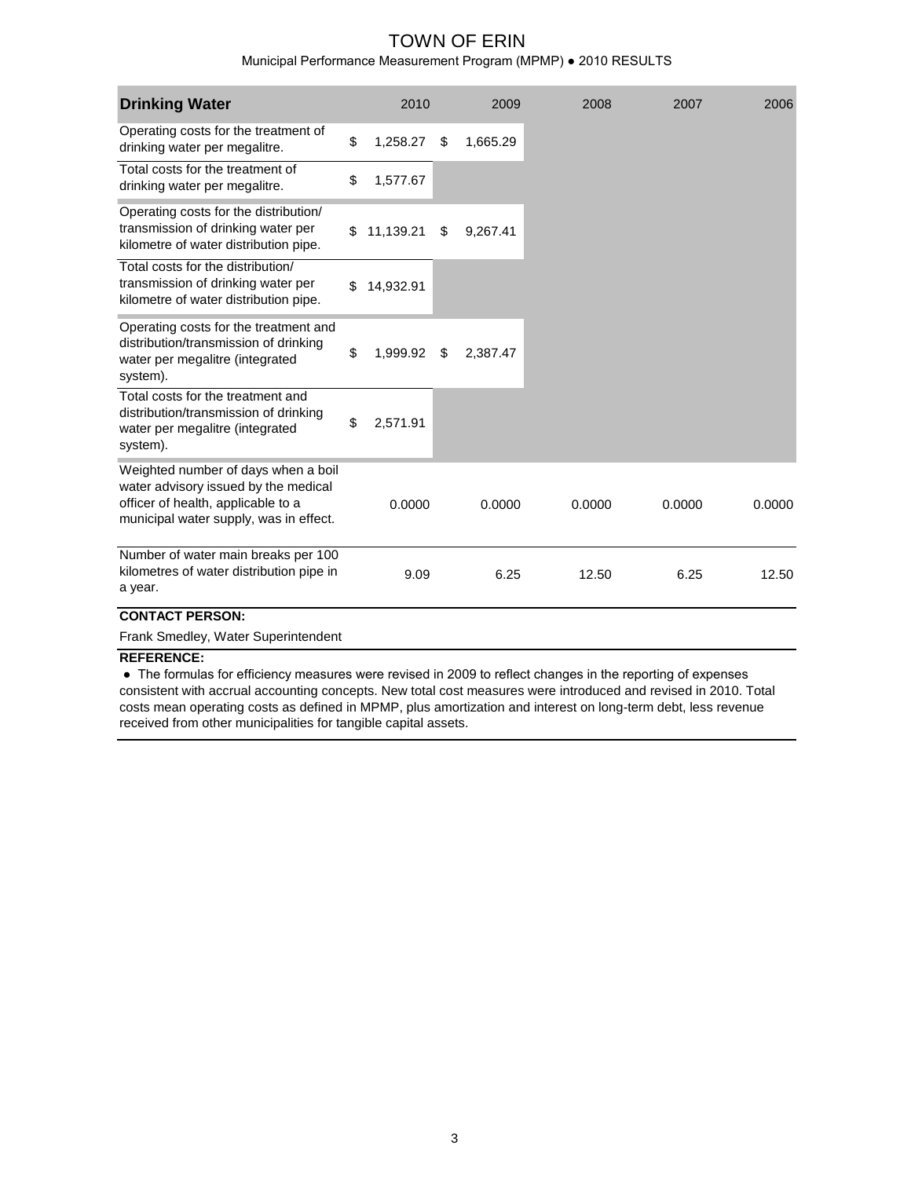# TOWN OF ERIN

Municipal Performance Measurement Program (MPMP) ● 2010 RESULTS

| Drinking Water | 2010 | 2009 | 2008 | 2007 | 2006 |
|---|---|---|---|---|---|
| Operating costs for the treatment of drinking water per megalitre. | $ 1,258.27 | $ 1,665.29 | | | |
| Total costs for the treatment of drinking water per megalitre. | $ 1,577.67 | | | | |
| Operating costs for the distribution/ transmission of drinking water per kilometre of water distribution pipe. | $ 11,139.21 | $ 9,267.41 | | | |
| Total costs for the distribution/ transmission of drinking water per kilometre of water distribution pipe. | $ 14,932.91 | | | | |
| Operating costs for the treatment and distribution/transmission of drinking water per megalitre (integrated system). | $ 1,999.92 | $ 2,387.47 | | | |
| Total costs for the treatment and distribution/transmission of drinking water per megalitre (integrated system). | $ 2,571.91 | | | | |
| Weighted number of days when a boil water advisory issued by the medical officer of health, applicable to a municipal water supply, was in effect. | 0.0000 | 0.0000 | 0.0000 | 0.0000 | 0.0000 |
| Number of water main breaks per 100 kilometres of water distribution pipe in a year. | 9.09 | 6.25 | 12.50 | 6.25 | 12.50 |

**CONTACT PERSON:**

Frank Smedley, Water Superintendent

**REFERENCE:**

● The formulas for efficiency measures were revised in 2009 to reflect changes in the reporting of expenses consistent with accrual accounting concepts. New total cost measures were introduced and revised in 2010. Total costs mean operating costs as defined in MPMP, plus amortization and interest on long-term debt, less revenue received from other municipalities for tangible capital assets.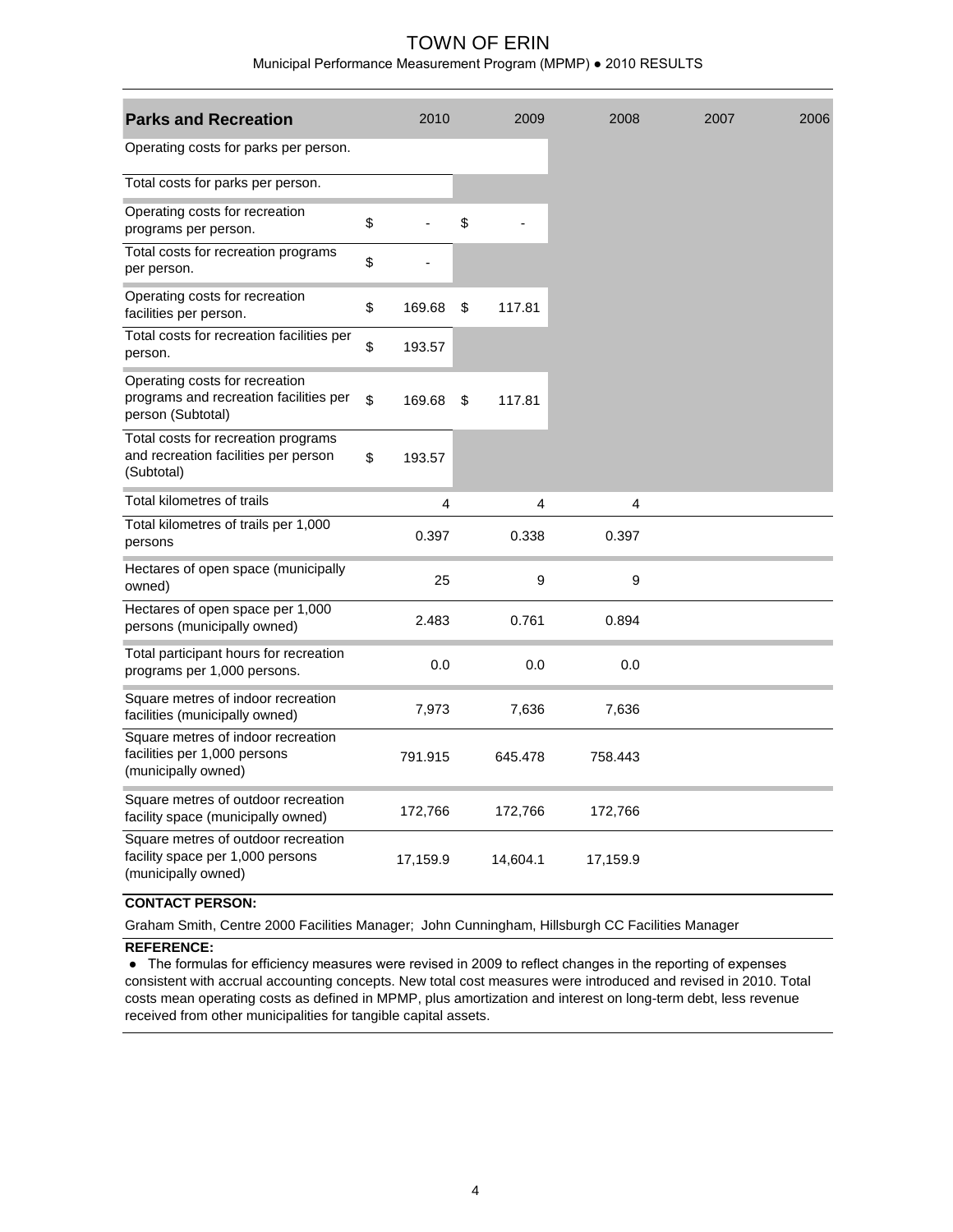# TOWN OF ERIN

Municipal Performance Measurement Program (MPMP) ● 2010 RESULTS

| Parks and Recreation | 2010 | 2009 | 2008 | 2007 | 2006 |
|---|---|---|---|---|---|
| Operating costs for parks per person. | | | | | |
| Total costs for parks per person. | | | | | |
| Operating costs for recreation programs per person. | $ - | $ - | | | |
| Total costs for recreation programs per person. | $ - | | | | |
| Operating costs for recreation facilities per person. | $ 169.68 | $ 117.81 | | | |
| Total costs for recreation facilities per person. | $ 193.57 | | | | |
| Operating costs for recreation programs and recreation facilities per person (Subtotal) | $ 169.68 | $ 117.81 | | | |
| Total costs for recreation programs and recreation facilities per person (Subtotal) | $ 193.57 | | | | |
| Total kilometres of trails | 4 | 4 | 4 | | |
| Total kilometres of trails per 1,000 persons | 0.397 | 0.338 | 0.397 | | |
| Hectares of open space (municipally owned) | 25 | 9 | 9 | | |
| Hectares of open space per 1,000 persons (municipally owned) | 2.483 | 0.761 | 0.894 | | |
| Total participant hours for recreation programs per 1,000 persons. | 0.0 | 0.0 | 0.0 | | |
| Square metres of indoor recreation facilities (municipally owned) | 7,973 | 7,636 | 7,636 | | |
| Square metres of indoor recreation facilities per 1,000 persons (municipally owned) | 791.915 | 645.478 | 758.443 | | |
| Square metres of outdoor recreation facility space (municipally owned) | 172,766 | 172,766 | 172,766 | | |
| Square metres of outdoor recreation facility space per 1,000 persons (municipally owned) | 17,159.9 | 14,604.1 | 17,159.9 | | |

**CONTACT PERSON:**

Graham Smith, Centre 2000 Facilities Manager; John Cunningham, Hillsburgh CC Facilities Manager

**REFERENCE:**

● The formulas for efficiency measures were revised in 2009 to reflect changes in the reporting of expenses consistent with accrual accounting concepts. New total cost measures were introduced and revised in 2010. Total costs mean operating costs as defined in MPMP, plus amortization and interest on long-term debt, less revenue received from other municipalities for tangible capital assets.